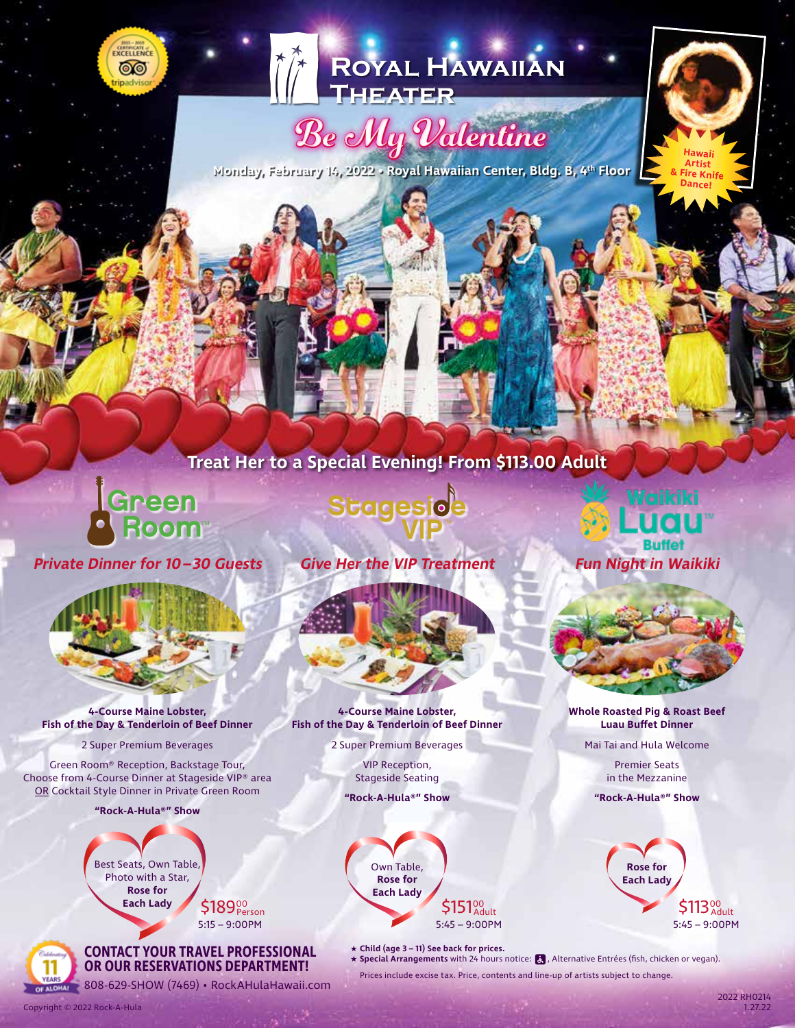# Royal Hawaiian Theater

## Be My Valentine

**Monday, February 14, 2022 • Royal Hawaiian Center, Bldg. B, 4th Floor**

Hawaii Artist & Fire Knife Dance!

## Treat Her to a Special Evening! From $113.00 Adult

### Green Room™

*Private Dinner for 10–30 Guests*

**4-Course Maine Lobster, Fish of the Day & Tenderloin of Beef Dinner**

2 Super Premium Beverages

Green Room® Reception, Backstage Tour, Choose from 4-Course Dinner at Stageside VIP® area OR Cocktail Style Dinner in Private Green Room

**"Rock-A-Hula®" Show**

Best Seats, Own Table, Photo with a Star, **Rose for Each Lady**

$189.00 Person

5:15 – 9:00PM

### Stageside VIP™

*Give Her the VIP Treatment*

**4-Course Maine Lobster, Fish of the Day & Tenderloin of Beef Dinner**

2 Super Premium Beverages

VIP Reception, Stageside Seating

**"Rock-A-Hula®" Show**

Own Table, **Rose for Each Lady**

$151.00 Adult

5:45 – 9:00PM

### Waikiki Luau™ Buffet

*Fun Night in Waikiki*

**Whole Roasted Pig & Roast Beef Luau Buffet Dinner**

Mai Tai and Hula Welcome

Premier Seats in the Mezzanine

**"Rock-A-Hula®" Show**

**Rose for Each Lady**

$113.00 Adult

5:45 – 9:00PM

**CONTACT YOUR TRAVEL PROFESSIONAL OR OUR RESERVATIONS DEPARTMENT!**

808-629-SHOW (7469) • RockAHulaHawaii.com

★ **Child (age 3 – 11) See back for prices.**

★ **Special Arrangements** with 24 hours notice: ♿, Alternative Entrées (fish, chicken or vegan).

Prices include excise tax. Price, contents and line-up of artists subject to change.

Copyright © 2022 Rock-A-Hula

2022 RH0214 1.27.22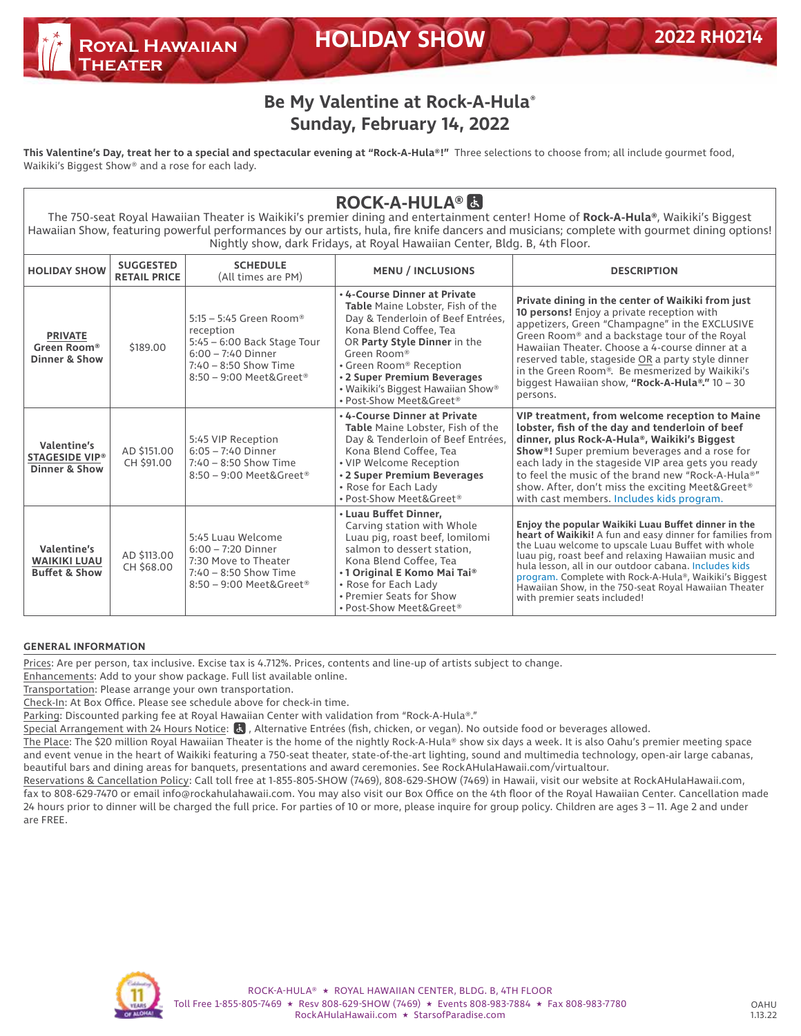ROYAL HAWAIIAN THEATER

# HOLIDAY SHOW

2022 RH0214

## Be My Valentine at Rock-A-Hula®
## Sunday, February 14, 2022

**This Valentine's Day, treat her to a special and spectacular evening at "Rock-A-Hula®!"** Three selections to choose from; all include gourmet food, Waikiki's Biggest Show® and a rose for each lady.

## ROCK-A-HULA® ♿

The 750-seat Royal Hawaiian Theater is Waikiki's premier dining and entertainment center! Home of **Rock-A-Hula®**, Waikiki's Biggest Hawaiian Show, featuring powerful performances by our artists, hula, fire knife dancers and musicians; complete with gourmet dining options! Nightly show, dark Fridays, at Royal Hawaiian Center, Bldg. B, 4th Floor.

| HOLIDAY SHOW | SUGGESTED RETAIL PRICE | SCHEDULE (All times are PM) | MENU / INCLUSIONS | DESCRIPTION |
|---|---|---|---|---|
| **PRIVATE Green Room® Dinner & Show** | $189.00 | 5:15 – 5:45 Green Room® reception<br>5:45 – 6:00 Back Stage Tour<br>6:00 – 7:40 Dinner<br>7:40 – 8:50 Show Time<br>8:50 – 9:00 Meet&Greet® | • **4-Course Dinner at Private Table** Maine Lobster, Fish of the Day & Tenderloin of Beef Entrées, Kona Blend Coffee, Tea OR **Party Style Dinner** in the Green Room®<br>• Green Room® Reception<br>• **2 Super Premium Beverages**<br>• Waikiki's Biggest Hawaiian Show®<br>• Post-Show Meet&Greet® | **Private dining in the center of Waikiki from just 10 persons!** Enjoy a private reception with appetizers, Green "Champagne" in the EXCLUSIVE Green Room® and a backstage tour of the Royal Hawaiian Theater. Choose a 4-course dinner at a reserved table, stageside OR a party style dinner in the Green Room®. Be mesmerized by Waikiki's biggest Hawaiian show, **"Rock-A-Hula®."** 10 – 30 persons. |
| **Valentine's STAGESIDE VIP® Dinner & Show** | AD $151.00<br>CH $91.00 | 5:45 VIP Reception<br>6:05 – 7:40 Dinner<br>7:40 – 8:50 Show Time<br>8:50 – 9:00 Meet&Greet® | • **4-Course Dinner at Private Table** Maine Lobster, Fish of the Day & Tenderloin of Beef Entrées, Kona Blend Coffee, Tea<br>• VIP Welcome Reception<br>• **2 Super Premium Beverages**<br>• Rose for Each Lady<br>• Post-Show Meet&Greet® | **VIP treatment, from welcome reception to Maine lobster, fish of the day and tenderloin of beef dinner, plus Rock-A-Hula®, Waikiki's Biggest Show®!** Super premium beverages and a rose for each lady in the stageside VIP area gets you ready to feel the music of the brand new "Rock-A-Hula®" show. After, don't miss the exciting Meet&Greet® with cast members. Includes kids program. |
| **Valentine's WAIKIKI LUAU Buffet & Show** | AD $113.00<br>CH $68.00 | 5:45 Luau Welcome<br>6:00 – 7:20 Dinner<br>7:30 Move to Theater<br>7:40 – 8:50 Show Time<br>8:50 – 9:00 Meet&Greet® | • **Luau Buffet Dinner,** Carving station with Whole Luau pig, roast beef, lomilomi salmon to dessert station, Kona Blend Coffee, Tea<br>• **1 Original E Komo Mai Tai®**<br>• Rose for Each Lady<br>• Premier Seats for Show<br>• Post-Show Meet&Greet® | **Enjoy the popular Waikiki Luau Buffet dinner in the heart of Waikiki!** A fun and easy dinner for families from the Luau welcome to upscale Luau Buffet with whole luau pig, roast beef and relaxing Hawaiian music and hula lesson, all in our outdoor cabana. Includes kids program. Complete with Rock-A-Hula®, Waikiki's Biggest Hawaiian Show, in the 750-seat Royal Hawaiian Theater with premier seats included! |

### GENERAL INFORMATION

Prices: Are per person, tax inclusive. Excise tax is 4.712%. Prices, contents and line-up of artists subject to change.
Enhancements: Add to your show package. Full list available online.
Transportation: Please arrange your own transportation.
Check-In: At Box Office. Please see schedule above for check-in time.
Parking: Discounted parking fee at Royal Hawaiian Center with validation from "Rock-A-Hula®."
Special Arrangement with 24 Hours Notice: ♿, Alternative Entrées (fish, chicken, or vegan). No outside food or beverages allowed.
The Place: The $20 million Royal Hawaiian Theater is the home of the nightly Rock-A-Hula® show six days a week. It is also Oahu's premier meeting space and event venue in the heart of Waikiki featuring a 750-seat theater, state-of-the-art lighting, sound and multimedia technology, open-air large cabanas, beautiful bars and dining areas for banquets, presentations and award ceremonies. See RockAHulaHawaii.com/virtualtour.
Reservations & Cancellation Policy: Call toll free at 1-855-805-SHOW (7469), 808-629-SHOW (7469) in Hawaii, visit our website at RockAHulaHawaii.com, fax to 808-629-7470 or email info@rockahulahawaii.com. You may also visit our Box Office on the 4th floor of the Royal Hawaiian Center. Cancellation made 24 hours prior to dinner will be charged the full price. For parties of 10 or more, please inquire for group policy. Children are ages 3 – 11. Age 2 and under are FREE.

ROCK-A-HULA® ★ ROYAL HAWAIIAN CENTER, BLDG. B, 4TH FLOOR
Toll Free 1-855-805-7469 ★ Resv 808-629-SHOW (7469) ★ Events 808-983-7884 ★ Fax 808-983-7780
RockAHulaHawaii.com ★ StarsofParadise.com

OAHU
1.13.22